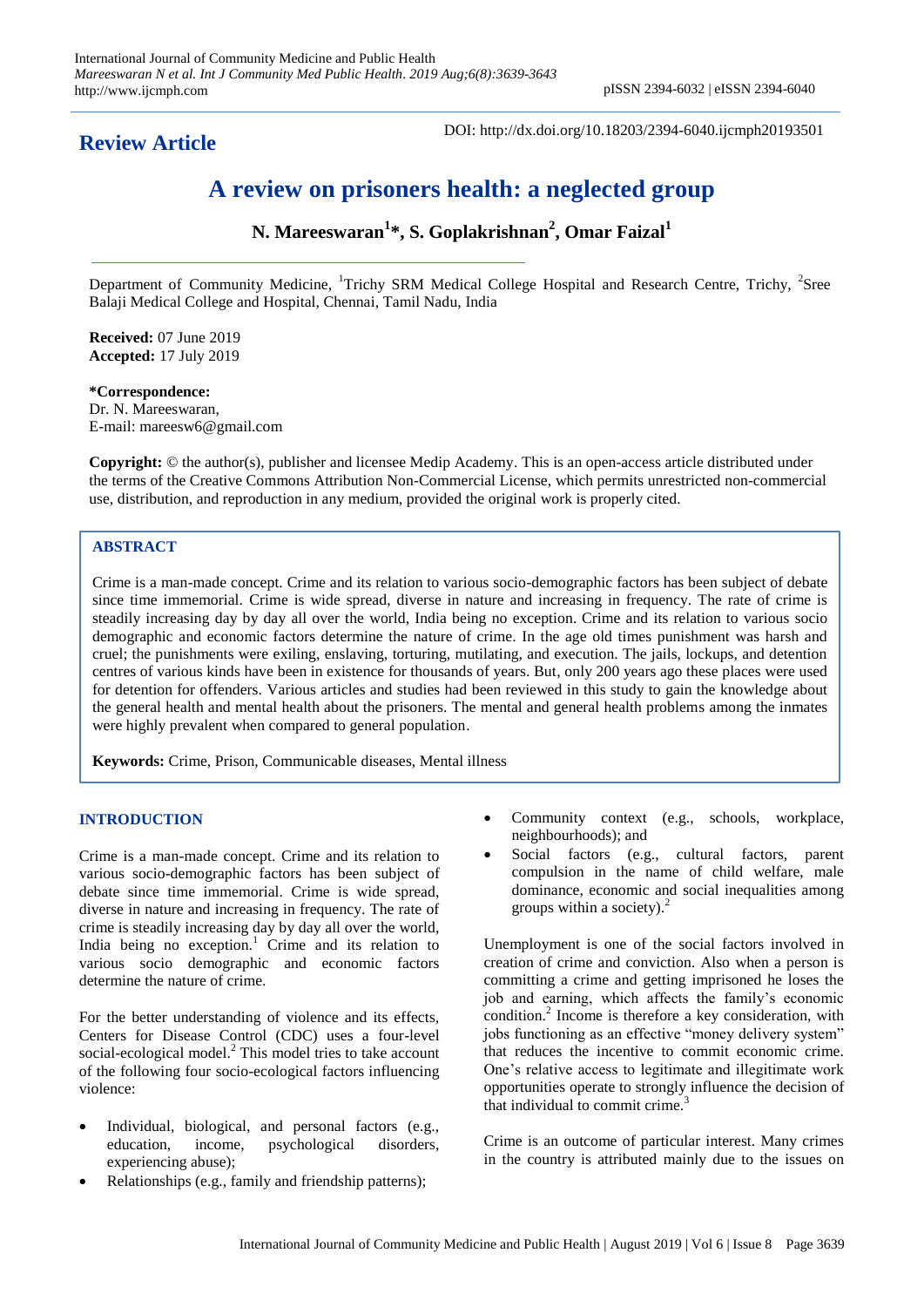**Review Article**

DOI: http://dx.doi.org/10.18203/2394-6040.ijcmph20193501

# A review on prisoners health: a neglected group

**N. Mareeswaran[1]*, S. Goplakrishnan[2], Omar Faizal[1]**

Department of Community Medicine, [1]Trichy SRM Medical College Hospital and Research Centre, Trichy, [2]Sree Balaji Medical College and Hospital, Chennai, Tamil Nadu, India

**Received:** 07 June 2019
**Accepted:** 17 July 2019

**\*Correspondence:**
Dr. N. Mareeswaran,
E-mail: mareesw6@gmail.com

**Copyright:** © the author(s), publisher and licensee Medip Academy. This is an open-access article distributed under the terms of the Creative Commons Attribution Non-Commercial License, which permits unrestricted non-commercial use, distribution, and reproduction in any medium, provided the original work is properly cited.

## ABSTRACT

Crime is a man-made concept. Crime and its relation to various socio-demographic factors has been subject of debate since time immemorial. Crime is wide spread, diverse in nature and increasing in frequency. The rate of crime is steadily increasing day by day all over the world, India being no exception. Crime and its relation to various socio demographic and economic factors determine the nature of crime. In the age old times punishment was harsh and cruel; the punishments were exiling, enslaving, torturing, mutilating, and execution. The jails, lockups, and detention centres of various kinds have been in existence for thousands of years. But, only 200 years ago these places were used for detention for offenders. Various articles and studies had been reviewed in this study to gain the knowledge about the general health and mental health about the prisoners. The mental and general health problems among the inmates were highly prevalent when compared to general population.

**Keywords:** Crime, Prison, Communicable diseases, Mental illness

## INTRODUCTION

Crime is a man-made concept. Crime and its relation to various socio-demographic factors has been subject of debate since time immemorial. Crime is wide spread, diverse in nature and increasing in frequency. The rate of crime is steadily increasing day by day all over the world, India being no exception.[1] Crime and its relation to various socio demographic and economic factors determine the nature of crime.

For the better understanding of violence and its effects, Centers for Disease Control (CDC) uses a four-level social-ecological model.[2] This model tries to take account of the following four socio-ecological factors influencing violence:

- Individual, biological, and personal factors (e.g., education, income, psychological disorders, experiencing abuse);
- Relationships (e.g., family and friendship patterns);
- Community context (e.g., schools, workplace, neighbourhoods); and
- Social factors (e.g., cultural factors, parent compulsion in the name of child welfare, male dominance, economic and social inequalities among groups within a society).[2]

Unemployment is one of the social factors involved in creation of crime and conviction. Also when a person is committing a crime and getting imprisoned he loses the job and earning, which affects the family's economic condition.[2] Income is therefore a key consideration, with jobs functioning as an effective "money delivery system" that reduces the incentive to commit economic crime. One's relative access to legitimate and illegitimate work opportunities operate to strongly influence the decision of that individual to commit crime.[3]

Crime is an outcome of particular interest. Many crimes in the country is attributed mainly due to the issues on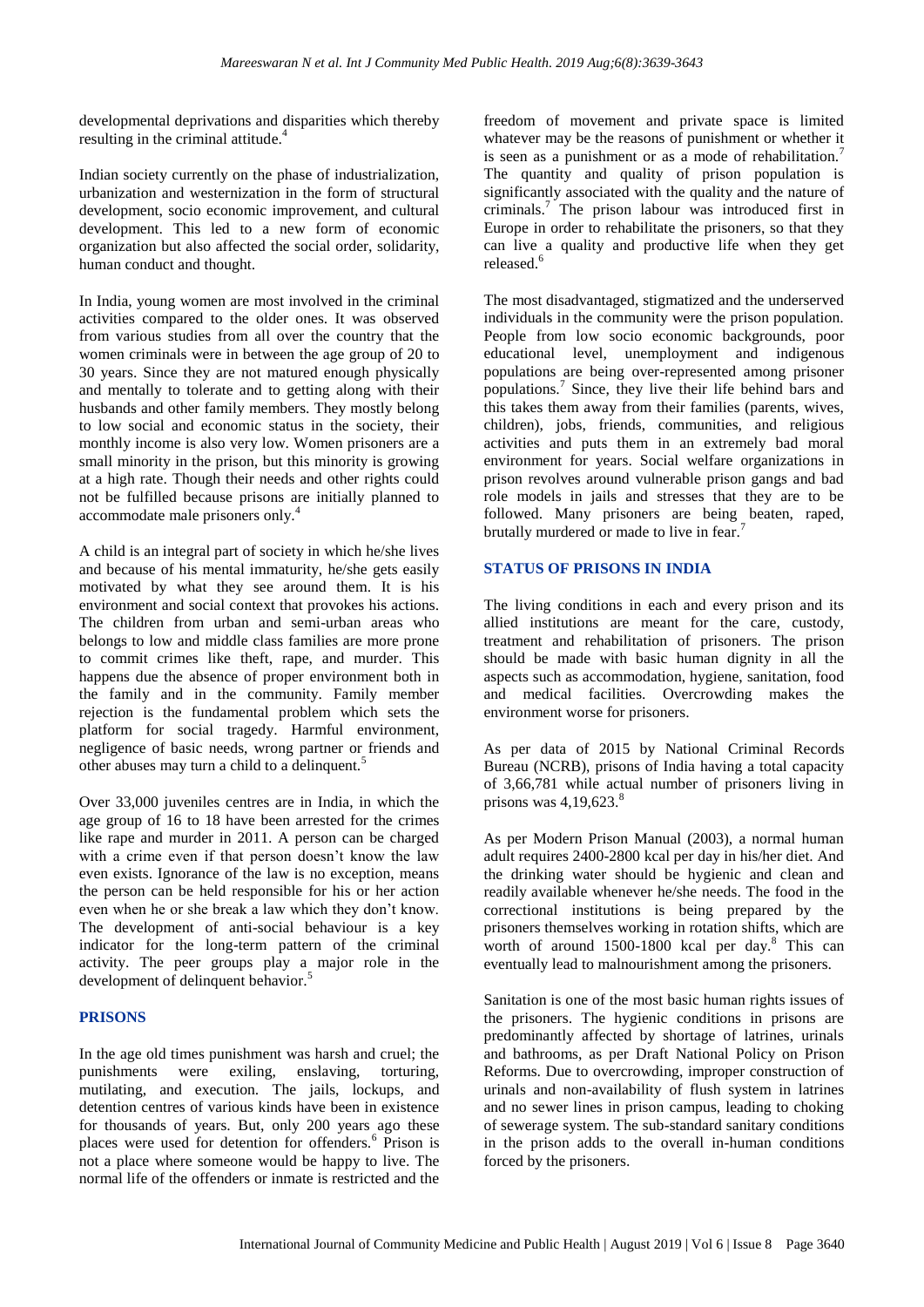developmental deprivations and disparities which thereby resulting in the criminal attitude.[4]

Indian society currently on the phase of industrialization, urbanization and westernization in the form of structural development, socio economic improvement, and cultural development. This led to a new form of economic organization but also affected the social order, solidarity, human conduct and thought.

In India, young women are most involved in the criminal activities compared to the older ones. It was observed from various studies from all over the country that the women criminals were in between the age group of 20 to 30 years. Since they are not matured enough physically and mentally to tolerate and to getting along with their husbands and other family members. They mostly belong to low social and economic status in the society, their monthly income is also very low. Women prisoners are a small minority in the prison, but this minority is growing at a high rate. Though their needs and other rights could not be fulfilled because prisons are initially planned to accommodate male prisoners only.[4]

A child is an integral part of society in which he/she lives and because of his mental immaturity, he/she gets easily motivated by what they see around them. It is his environment and social context that provokes his actions. The children from urban and semi-urban areas who belongs to low and middle class families are more prone to commit crimes like theft, rape, and murder. This happens due the absence of proper environment both in the family and in the community. Family member rejection is the fundamental problem which sets the platform for social tragedy. Harmful environment, negligence of basic needs, wrong partner or friends and other abuses may turn a child to a delinquent.[5]

Over 33,000 juveniles centres are in India, in which the age group of 16 to 18 have been arrested for the crimes like rape and murder in 2011. A person can be charged with a crime even if that person doesn't know the law even exists. Ignorance of the law is no exception, means the person can be held responsible for his or her action even when he or she break a law which they don't know. The development of anti-social behaviour is a key indicator for the long-term pattern of the criminal activity. The peer groups play a major role in the development of delinquent behavior.[5]

## PRISONS

In the age old times punishment was harsh and cruel; the punishments were exiling, enslaving, torturing, mutilating, and execution. The jails, lockups, and detention centres of various kinds have been in existence for thousands of years. But, only 200 years ago these places were used for detention for offenders.[6] Prison is not a place where someone would be happy to live. The normal life of the offenders or inmate is restricted and the freedom of movement and private space is limited whatever may be the reasons of punishment or whether it is seen as a punishment or as a mode of rehabilitation.[7] The quantity and quality of prison population is significantly associated with the quality and the nature of criminals.[7] The prison labour was introduced first in Europe in order to rehabilitate the prisoners, so that they can live a quality and productive life when they get released.[6]

The most disadvantaged, stigmatized and the underserved individuals in the community were the prison population. People from low socio economic backgrounds, poor educational level, unemployment and indigenous populations are being over-represented among prisoner populations.[7] Since, they live their life behind bars and this takes them away from their families (parents, wives, children), jobs, friends, communities, and religious activities and puts them in an extremely bad moral environment for years. Social welfare organizations in prison revolves around vulnerable prison gangs and bad role models in jails and stresses that they are to be followed. Many prisoners are being beaten, raped, brutally murdered or made to live in fear.[7]

## STATUS OF PRISONS IN INDIA

The living conditions in each and every prison and its allied institutions are meant for the care, custody, treatment and rehabilitation of prisoners. The prison should be made with basic human dignity in all the aspects such as accommodation, hygiene, sanitation, food and medical facilities. Overcrowding makes the environment worse for prisoners.

As per data of 2015 by National Criminal Records Bureau (NCRB), prisons of India having a total capacity of 3,66,781 while actual number of prisoners living in prisons was 4,19,623.[8]

As per Modern Prison Manual (2003), a normal human adult requires 2400-2800 kcal per day in his/her diet. And the drinking water should be hygienic and clean and readily available whenever he/she needs. The food in the correctional institutions is being prepared by the prisoners themselves working in rotation shifts, which are worth of around 1500-1800 kcal per day.[8] This can eventually lead to malnourishment among the prisoners.

Sanitation is one of the most basic human rights issues of the prisoners. The hygienic conditions in prisons are predominantly affected by shortage of latrines, urinals and bathrooms, as per Draft National Policy on Prison Reforms. Due to overcrowding, improper construction of urinals and non-availability of flush system in latrines and no sewer lines in prison campus, leading to choking of sewerage system. The sub-standard sanitary conditions in the prison adds to the overall in-human conditions forced by the prisoners.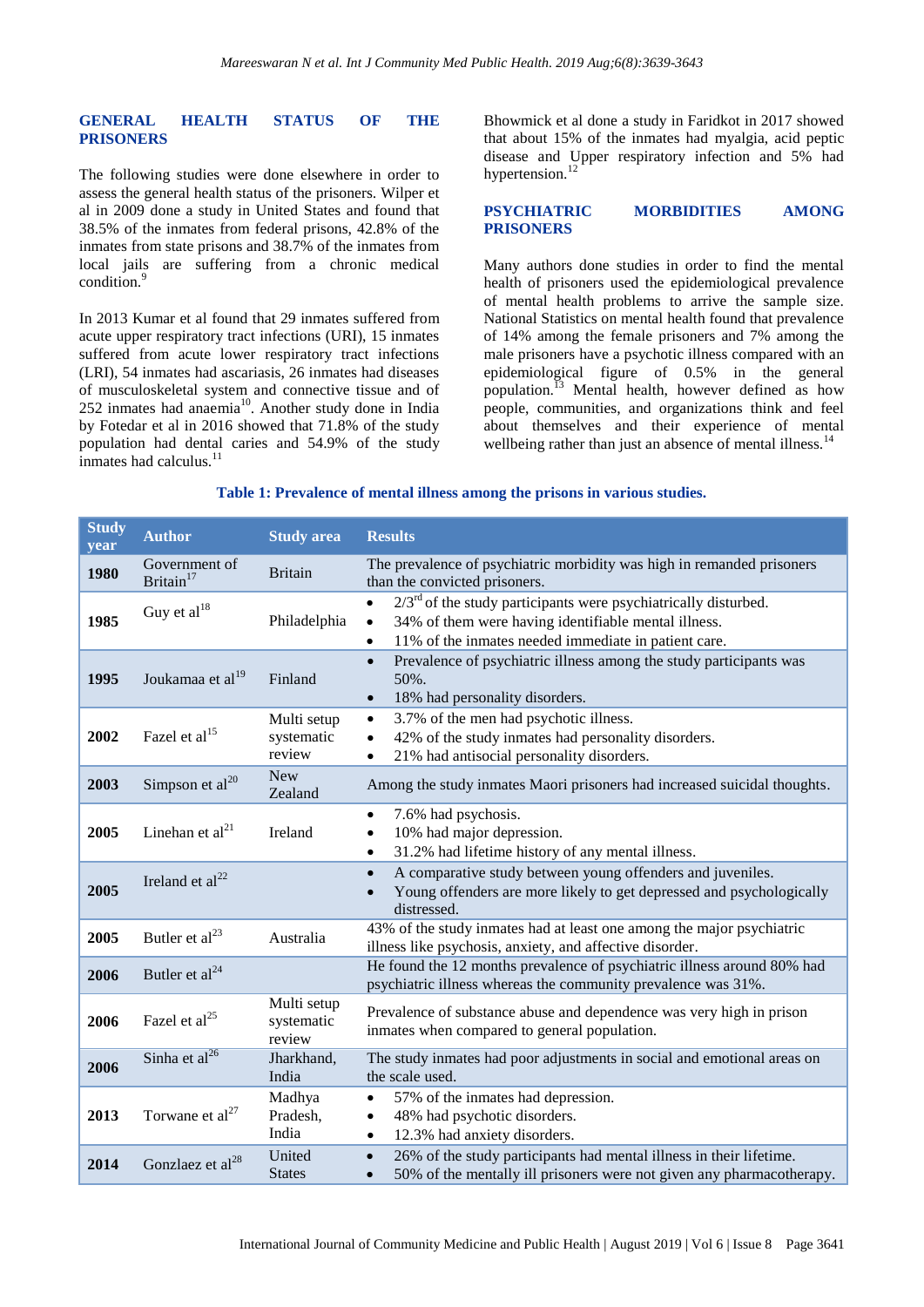## GENERAL HEALTH STATUS OF THE PRISONERS

The following studies were done elsewhere in order to assess the general health status of the prisoners. Wilper et al in 2009 done a study in United States and found that 38.5% of the inmates from federal prisons, 42.8% of the inmates from state prisons and 38.7% of the inmates from local jails are suffering from a chronic medical condition.[9]

In 2013 Kumar et al found that 29 inmates suffered from acute upper respiratory tract infections (URI), 15 inmates suffered from acute lower respiratory tract infections (LRI), 54 inmates had ascariasis, 26 inmates had diseases of musculoskeletal system and connective tissue and of 252 inmates had anaemia[10]. Another study done in India by Fotedar et al in 2016 showed that 71.8% of the study population had dental caries and 54.9% of the study inmates had calculus.[11]

Bhowmick et al done a study in Faridkot in 2017 showed that about 15% of the inmates had myalgia, acid peptic disease and Upper respiratory infection and 5% had hypertension.[12]

## PSYCHIATRIC MORBIDITIES AMONG PRISONERS

Many authors done studies in order to find the mental health of prisoners used the epidemiological prevalence of mental health problems to arrive the sample size. National Statistics on mental health found that prevalence of 14% among the female prisoners and 7% among the male prisoners have a psychotic illness compared with an epidemiological figure of 0.5% in the general population.[13] Mental health, however defined as how people, communities, and organizations think and feel about themselves and their experience of mental wellbeing rather than just an absence of mental illness.[14]

**Table 1: Prevalence of mental illness among the prisons in various studies.**

| Study year | Author | Study area | Results |
|---|---|---|---|
| 1980 | Government of Britain[17] | Britain | The prevalence of psychiatric morbidity was high in remanded prisoners than the convicted prisoners. |
| 1985 | Guy et al[18] | Philadelphia | • 2/3rd of the study participants were psychiatrically disturbed.<br>• 34% of them were having identifiable mental illness.<br>• 11% of the inmates needed immediate in patient care. |
| 1995 | Joukamaa et al[19] | Finland | • Prevalence of psychiatric illness among the study participants was 50%.<br>• 18% had personality disorders. |
| 2002 | Fazel et al[15] | Multi setup systematic review | • 3.7% of the men had psychotic illness.<br>• 42% of the study inmates had personality disorders.<br>• 21% had antisocial personality disorders. |
| 2003 | Simpson et al[20] | New Zealand | Among the study inmates Maori prisoners had increased suicidal thoughts. |
| 2005 | Linehan et al[21] | Ireland | • 7.6% had psychosis.<br>• 10% had major depression.<br>• 31.2% had lifetime history of any mental illness. |
| 2005 | Ireland et al[22] | | • A comparative study between young offenders and juveniles.<br>• Young offenders are more likely to get depressed and psychologically distressed. |
| 2005 | Butler et al[23] | Australia | 43% of the study inmates had at least one among the major psychiatric illness like psychosis, anxiety, and affective disorder. |
| 2006 | Butler et al[24] | | He found the 12 months prevalence of psychiatric illness around 80% had psychiatric illness whereas the community prevalence was 31%. |
| 2006 | Fazel et al[25] | Multi setup systematic review | Prevalence of substance abuse and dependence was very high in prison inmates when compared to general population. |
| 2006 | Sinha et al[26] | Jharkhand, India | The study inmates had poor adjustments in social and emotional areas on the scale used. |
| 2013 | Torwane et al[27] | Madhya Pradesh, India | • 57% of the inmates had depression.<br>• 48% had psychotic disorders.<br>• 12.3% had anxiety disorders. |
| 2014 | Gonzlaez et al[28] | United States | • 26% of the study participants had mental illness in their lifetime.<br>• 50% of the mentally ill prisoners were not given any pharmacotherapy. |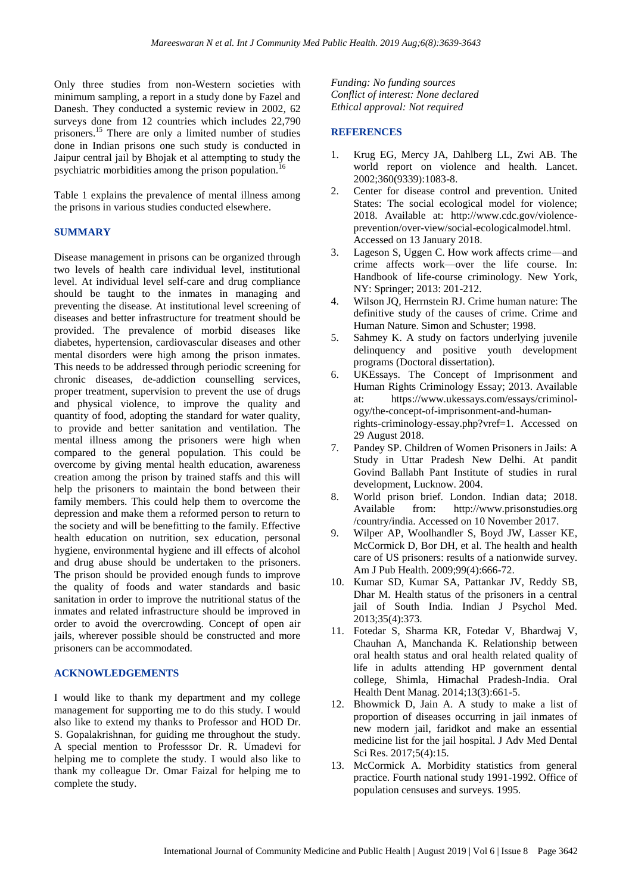Only three studies from non-Western societies with minimum sampling, a report in a study done by Fazel and Danesh. They conducted a systemic review in 2002, 62 surveys done from 12 countries which includes 22,790 prisoners.[15] There are only a limited number of studies done in Indian prisons one such study is conducted in Jaipur central jail by Bhojak et al attempting to study the psychiatric morbidities among the prison population.[16]

Table 1 explains the prevalence of mental illness among the prisons in various studies conducted elsewhere.

## SUMMARY

Disease management in prisons can be organized through two levels of health care individual level, institutional level. At individual level self-care and drug compliance should be taught to the inmates in managing and preventing the disease. At institutional level screening of diseases and better infrastructure for treatment should be provided. The prevalence of morbid diseases like diabetes, hypertension, cardiovascular diseases and other mental disorders were high among the prison inmates. This needs to be addressed through periodic screening for chronic diseases, de-addiction counselling services, proper treatment, supervision to prevent the use of drugs and physical violence, to improve the quality and quantity of food, adopting the standard for water quality, to provide and better sanitation and ventilation. The mental illness among the prisoners were high when compared to the general population. This could be overcome by giving mental health education, awareness creation among the prison by trained staffs and this will help the prisoners to maintain the bond between their family members. This could help them to overcome the depression and make them a reformed person to return to the society and will be benefitting to the family. Effective health education on nutrition, sex education, personal hygiene, environmental hygiene and ill effects of alcohol and drug abuse should be undertaken to the prisoners. The prison should be provided enough funds to improve the quality of foods and water standards and basic sanitation in order to improve the nutritional status of the inmates and related infrastructure should be improved in order to avoid the overcrowding. Concept of open air jails, wherever possible should be constructed and more prisoners can be accommodated.

## ACKNOWLEDGEMENTS

I would like to thank my department and my college management for supporting me to do this study. I would also like to extend my thanks to Professor and HOD Dr. S. Gopalakrishnan, for guiding me throughout the study. A special mention to Professsor Dr. R. Umadevi for helping me to complete the study. I would also like to thank my colleague Dr. Omar Faizal for helping me to complete the study.

*Funding: No funding sources*
*Conflict of interest: None declared*
*Ethical approval: Not required*

## REFERENCES

1. Krug EG, Mercy JA, Dahlberg LL, Zwi AB. The world report on violence and health. Lancet. 2002;360(9339):1083-8.
2. Center for disease control and prevention. United States: The social ecological model for violence; 2018. Available at: http://www.cdc.gov/violence-prevention/over-view/social-ecologicalmodel.html. Accessed on 13 January 2018.
3. Lageson S, Uggen C. How work affects crime—and crime affects work—over the life course. In: Handbook of life-course criminology. New York, NY: Springer; 2013: 201-212.
4. Wilson JQ, Herrnstein RJ. Crime human nature: The definitive study of the causes of crime. Crime and Human Nature. Simon and Schuster; 1998.
5. Sahmey K. A study on factors underlying juvenile delinquency and positive youth development programs (Doctoral dissertation).
6. UKEssays. The Concept of Imprisonment and Human Rights Criminology Essay; 2013. Available at: https://www.ukessays.com/essays/criminology/the-concept-of-imprisonment-and-human-rights-criminology-essay.php?vref=1. Accessed on 29 August 2018.
7. Pandey SP. Children of Women Prisoners in Jails: A Study in Uttar Pradesh New Delhi. At pandit Govind Ballabh Pant Institute of studies in rural development, Lucknow. 2004.
8. World prison brief. London. Indian data; 2018. Available from: http://www.prisonstudies.org/country/india. Accessed on 10 November 2017.
9. Wilper AP, Woolhandler S, Boyd JW, Lasser KE, McCormick D, Bor DH, et al. The health and health care of US prisoners: results of a nationwide survey. Am J Pub Health. 2009;99(4):666-72.
10. Kumar SD, Kumar SA, Pattankar JV, Reddy SB, Dhar M. Health status of the prisoners in a central jail of South India. Indian J Psychol Med. 2013;35(4):373.
11. Fotedar S, Sharma KR, Fotedar V, Bhardwaj V, Chauhan A, Manchanda K. Relationship between oral health status and oral health related quality of life in adults attending HP government dental college, Shimla, Himachal Pradesh-India. Oral Health Dent Manag. 2014;13(3):661-5.
12. Bhowmick D, Jain A. A study to make a list of proportion of diseases occurring in jail inmates of new modern jail, faridkot and make an essential medicine list for the jail hospital. J Adv Med Dental Sci Res. 2017;5(4):15.
13. McCormick A. Morbidity statistics from general practice. Fourth national study 1991-1992. Office of population censuses and surveys. 1995.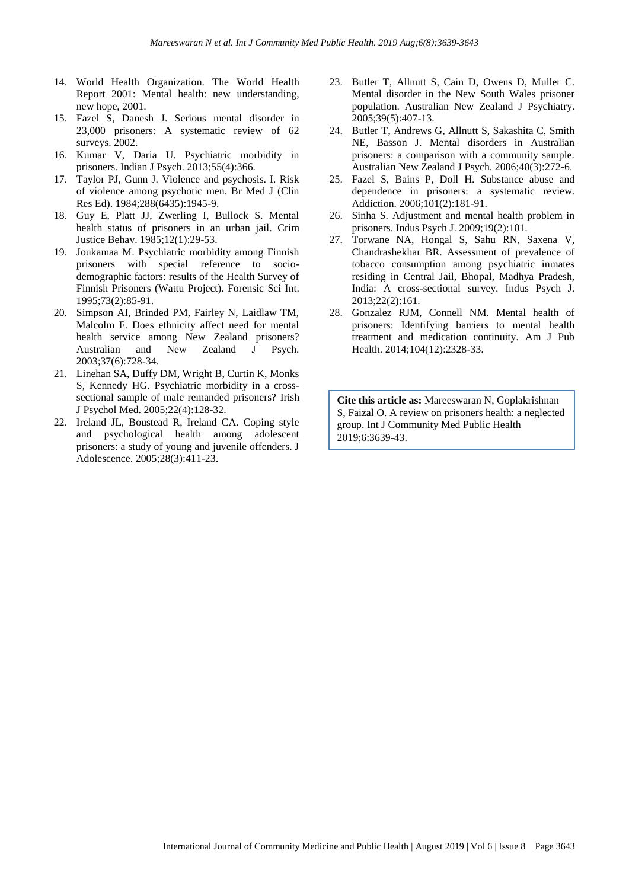14. World Health Organization. The World Health Report 2001: Mental health: new understanding, new hope, 2001.
15. Fazel S, Danesh J. Serious mental disorder in 23,000 prisoners: A systematic review of 62 surveys. 2002.
16. Kumar V, Daria U. Psychiatric morbidity in prisoners. Indian J Psych. 2013;55(4):366.
17. Taylor PJ, Gunn J. Violence and psychosis. I. Risk of violence among psychotic men. Br Med J (Clin Res Ed). 1984;288(6435):1945-9.
18. Guy E, Platt JJ, Zwerling I, Bullock S. Mental health status of prisoners in an urban jail. Crim Justice Behav. 1985;12(1):29-53.
19. Joukamaa M. Psychiatric morbidity among Finnish prisoners with special reference to socio-demographic factors: results of the Health Survey of Finnish Prisoners (Wattu Project). Forensic Sci Int. 1995;73(2):85-91.
20. Simpson AI, Brinded PM, Fairley N, Laidlaw TM, Malcolm F. Does ethnicity affect need for mental health service among New Zealand prisoners? Australian and New Zealand J Psych. 2003;37(6):728-34.
21. Linehan SA, Duffy DM, Wright B, Curtin K, Monks S, Kennedy HG. Psychiatric morbidity in a cross-sectional sample of male remanded prisoners? Irish J Psychol Med. 2005;22(4):128-32.
22. Ireland JL, Boustead R, Ireland CA. Coping style and psychological health among adolescent prisoners: a study of young and juvenile offenders. J Adolescence. 2005;28(3):411-23.
23. Butler T, Allnutt S, Cain D, Owens D, Muller C. Mental disorder in the New South Wales prisoner population. Australian New Zealand J Psychiatry. 2005;39(5):407-13.
24. Butler T, Andrews G, Allnutt S, Sakashita C, Smith NE, Basson J. Mental disorders in Australian prisoners: a comparison with a community sample. Australian New Zealand J Psych. 2006;40(3):272-6.
25. Fazel S, Bains P, Doll H. Substance abuse and dependence in prisoners: a systematic review. Addiction. 2006;101(2):181-91.
26. Sinha S. Adjustment and mental health problem in prisoners. Indus Psych J. 2009;19(2):101.
27. Torwane NA, Hongal S, Sahu RN, Saxena V, Chandrashekhar BR. Assessment of prevalence of tobacco consumption among psychiatric inmates residing in Central Jail, Bhopal, Madhya Pradesh, India: A cross-sectional survey. Indus Psych J. 2013;22(2):161.
28. Gonzalez RJM, Connell NM. Mental health of prisoners: Identifying barriers to mental health treatment and medication continuity. Am J Pub Health. 2014;104(12):2328-33.

**Cite this article as:** Mareeswaran N, Goplakrishnan S, Faizal O. A review on prisoners health: a neglected group. Int J Community Med Public Health 2019;6:3639-43.